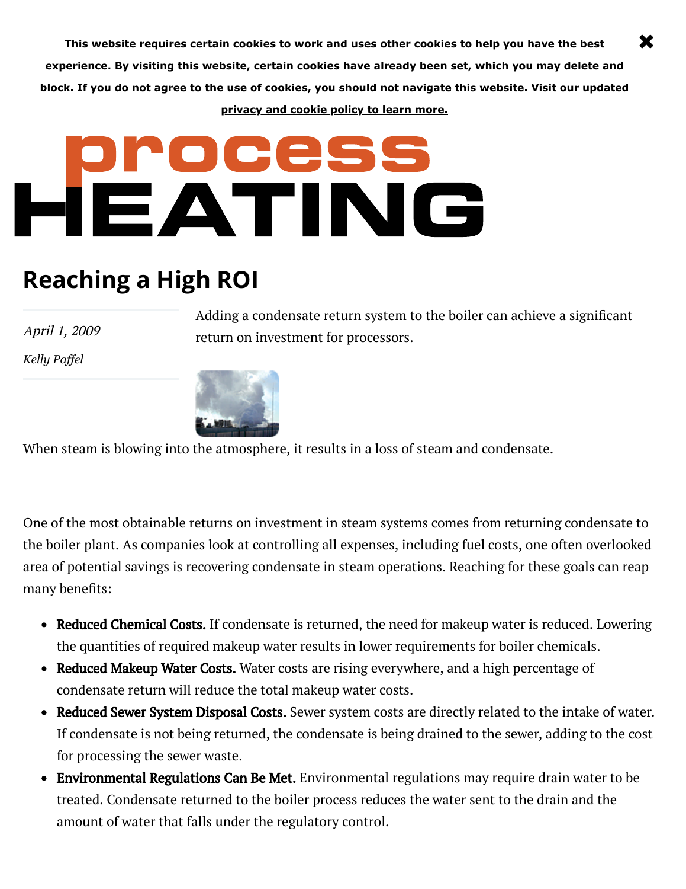# Reaching a High ROI

*April 1, 2009*

*Kelly Paffel*

Adding a condensate return system to the boiler can achieve a significant return on investment for processors.

When steam is blowing into the atmosphere, it results in a loss of steam and condensate.

One of the most obtainable returns on investment in steam systems comes from returning condensate to the boiler plant. As companies look at controlling all expenses, including fuel costs, one often overlooked area of potential savings is recovering condensate in steam operations. Reaching for these goals can reap many benefits:

- **Reduced Chemical Costs.** If condensate is returned, the need for makeup water is reduced. Lowering the quantities of required makeup water results in lower requirements for boiler chemicals.
- **Reduced Makeup Water Costs.** Water costs are rising everywhere, and a high percentage of condensate return will reduce the total makeup water costs.
- **Reduced Sewer System Disposal Costs.** Sewer system costs are directly related to the intake of water. If condensate is not being returned, the condensate is being drained to the sewer, adding to the cost for processing the sewer waste.
- **Environmental Regulations Can Be Met.** Environmental regulations may require drain water to be treated. Condensate returned to the boiler process reduces the water sent to the drain and the amount of water that falls under the regulatory control.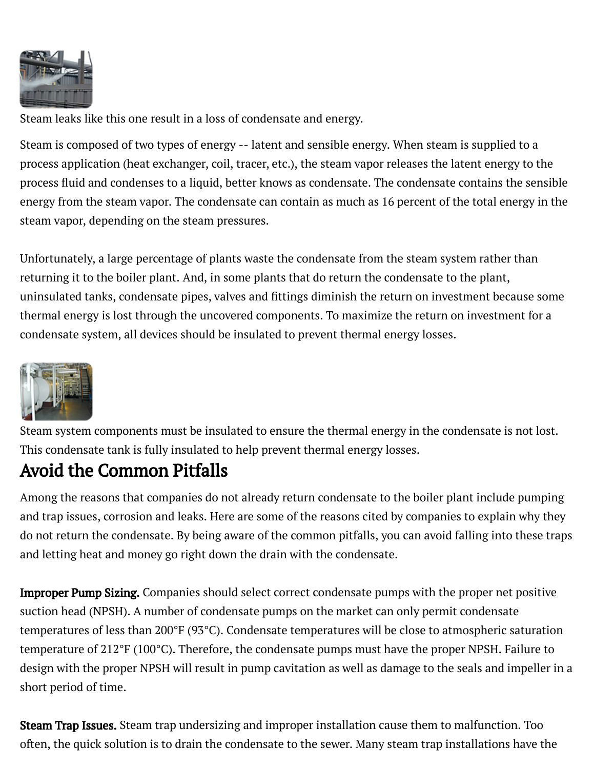Steam leaks like this one result in a loss of condensate and energy.

Steam is composed of two types of energy -- latent and sensible energy. When steam is supplied to a process application (heat exchanger, coil, tracer, etc.), the steam vapor releases the latent energy to the process fluid and condenses to a liquid, better knows as condensate. The condensate contains the sensible energy from the steam vapor. The condensate can contain as much as 16 percent of the total energy in the steam vapor, depending on the steam pressures.

Unfortunately, a large percentage of plants waste the condensate from the steam system rather than returning it to the boiler plant. And, in some plants that do return the condensate to the plant, uninsulated tanks, condensate pipes, valves and fittings diminish the return on investment because some thermal energy is lost through the uncovered components. To maximize the return on investment for a condensate system, all devices should be insulated to prevent thermal energy losses.

Steam system components must be insulated to ensure the thermal energy in the condensate is not lost. This condensate tank is fully insulated to help prevent thermal energy losses.

## Avoid the Common Pitfalls

Among the reasons that companies do not already return condensate to the boiler plant include pumping and trap issues, corrosion and leaks. Here are some of the reasons cited by companies to explain why they do not return the condensate. By being aware of the common pitfalls, you can avoid falling into these traps and letting heat and money go right down the drain with the condensate.

**Improper Pump Sizing.** Companies should select correct condensate pumps with the proper net positive suction head (NPSH). A number of condensate pumps on the market can only permit condensate temperatures of less than 200°F (93°C). Condensate temperatures will be close to atmospheric saturation temperature of 212°F (100°C). Therefore, the condensate pumps must have the proper NPSH. Failure to design with the proper NPSH will result in pump cavitation as well as damage to the seals and impeller in a short period of time.

**Steam Trap Issues.** Steam trap undersizing and improper installation cause them to malfunction. Too often, the quick solution is to drain the condensate to the sewer. Many steam trap installations have the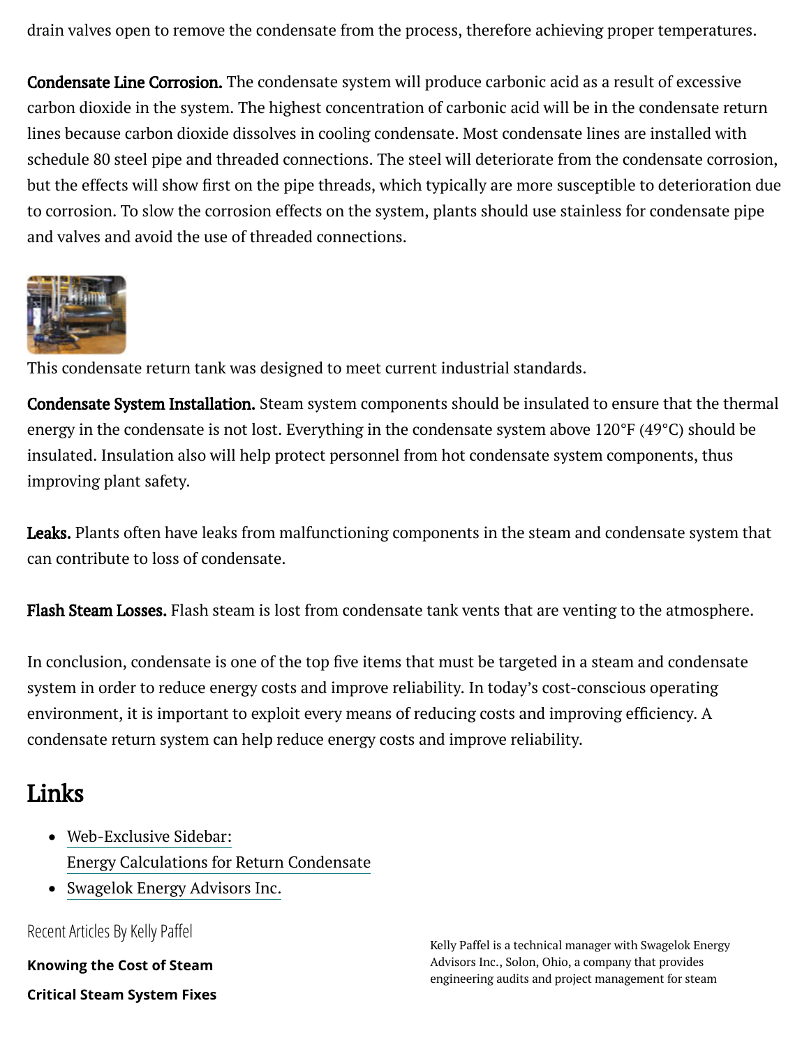drain valves open to remove the condensate from the process, therefore achieving proper temperatures.

**Condensate Line Corrosion.** The condensate system will produce carbonic acid as a result of excessive carbon dioxide in the system. The highest concentration of carbonic acid will be in the condensate return lines because carbon dioxide dissolves in cooling condensate. Most condensate lines are installed with schedule 80 steel pipe and threaded connections. The steel will deteriorate from the condensate corrosion, but the effects will show first on the pipe threads, which typically are more susceptible to deterioration due to corrosion. To slow the corrosion effects on the system, plants should use stainless for condensate pipe and valves and avoid the use of threaded connections.

This condensate return tank was designed to meet current industrial standards.

**Condensate System Installation.** Steam system components should be insulated to ensure that the thermal energy in the condensate is not lost. Everything in the condensate system above 120°F (49°C) should be insulated. Insulation also will help protect personnel from hot condensate system components, thus improving plant safety.

**Leaks.** Plants often have leaks from malfunctioning components in the steam and condensate system that can contribute to loss of condensate.

**Flash Steam Losses.** Flash steam is lost from condensate tank vents that are venting to the atmosphere.

In conclusion, condensate is one of the top five items that must be targeted in a steam and condensate system in order to reduce energy costs and improve reliability. In today's cost-conscious operating environment, it is important to exploit every means of reducing costs and improving efficiency. A condensate return system can help reduce energy costs and improve reliability.

## Links

- Web-Exclusive Sidebar: Energy Calculations for Return Condensate
- Swagelok Energy Advisors Inc.

Recent Articles By Kelly Paffel

**Knowing the Cost of Steam**

**Critical Steam System Fixes**

Kelly Paffel is a technical manager with Swagelok Energy Advisors Inc., Solon, Ohio, a company that provides engineering audits and project management for steam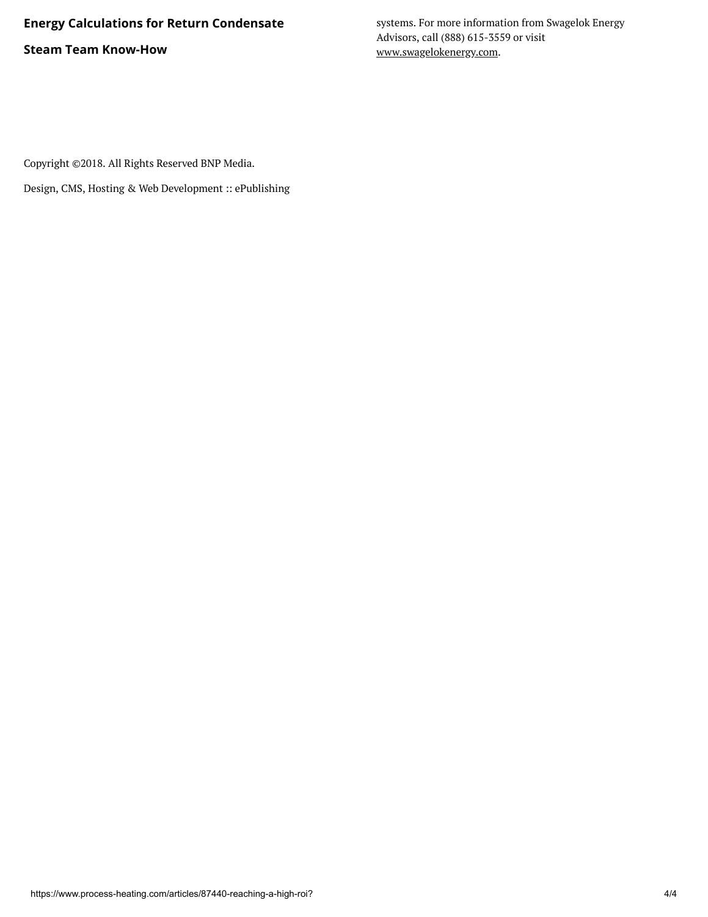**Energy Calculations for Return Condensate**

**Steam Team Know-How**

systems. For more information from Swagelok Energy Advisors, call (888) 615-3559 or visit www.swagelokenergy.com.

Copyright ©2018. All Rights Reserved BNP Media.

Design, CMS, Hosting & Web Development :: ePublishing